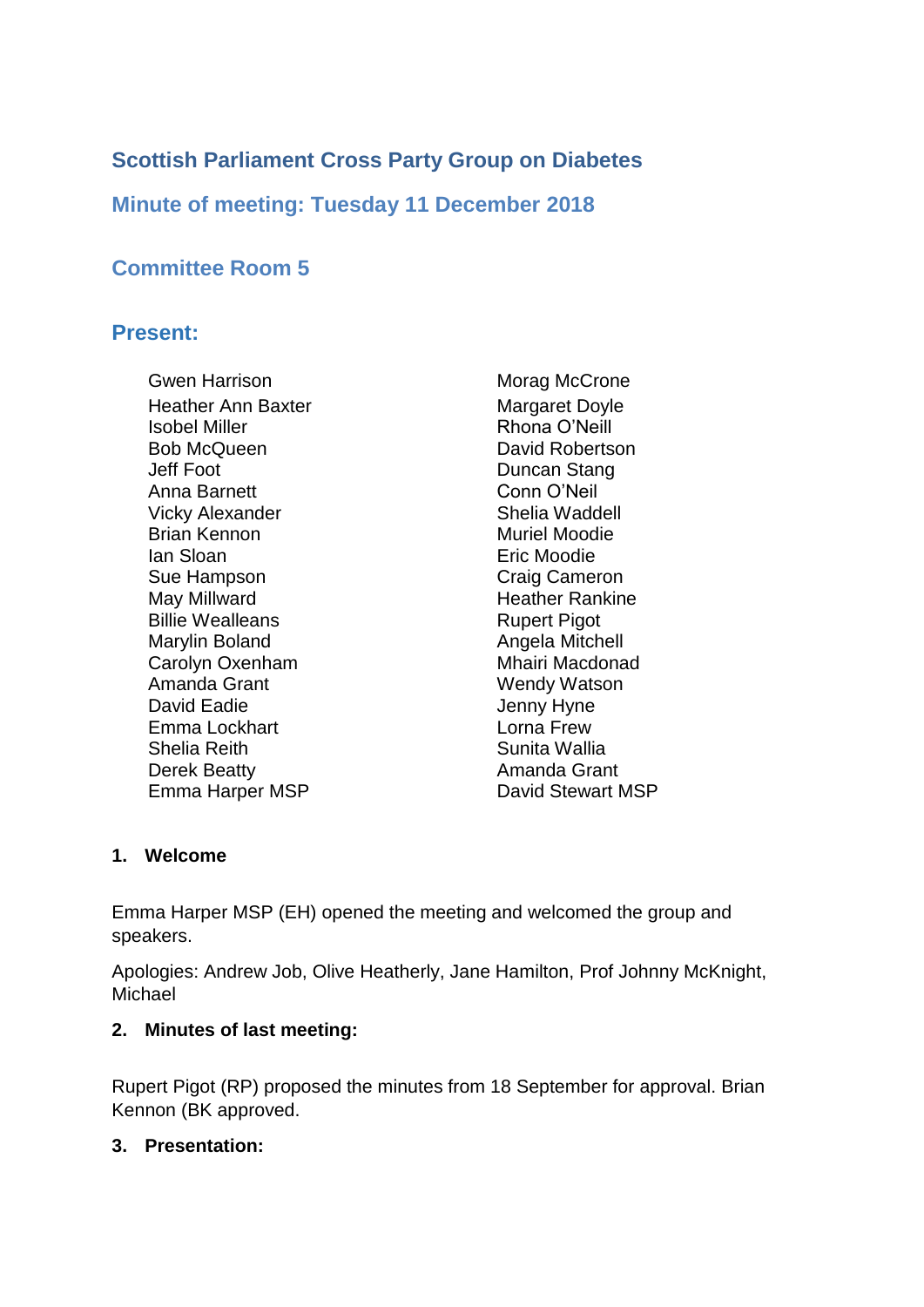# Scottish Parliament Cross Party Group on Diabetes

## Minute of meeting: Tuesday 11 December 2018

## Committee Room 5

## Present:

Gwen Harrison
Heather Ann Baxter
Isobel Miller
Bob McQueen
Jeff Foot
Anna Barnett
Vicky Alexander
Brian Kennon
Ian Sloan
Sue Hampson
May Millward
Billie Wealleans
Marylin Boland
Carolyn Oxenham
Amanda Grant
David Eadie
Emma Lockhart
Shelia Reith
Derek Beatty
Emma Harper MSP
Morag McCrone
Margaret Doyle
Rhona O'Neill
David Robertson
Duncan Stang
Conn O'Neil
Shelia Waddell
Muriel Moodie
Eric Moodie
Craig Cameron
Heather Rankine
Rupert Pigot
Angela Mitchell
Mhairi Macdonad
Wendy Watson
Jenny Hyne
Lorna Frew
Sunita Wallia
Amanda Grant
David Stewart MSP

### 1. Welcome

Emma Harper MSP (EH) opened the meeting and welcomed the group and speakers.

Apologies: Andrew Job, Olive Heatherly, Jane Hamilton, Prof Johnny McKnight, Michael

### 2. Minutes of last meeting:

Rupert Pigot (RP) proposed the minutes from 18 September for approval. Brian Kennon (BK approved.

### 3. Presentation: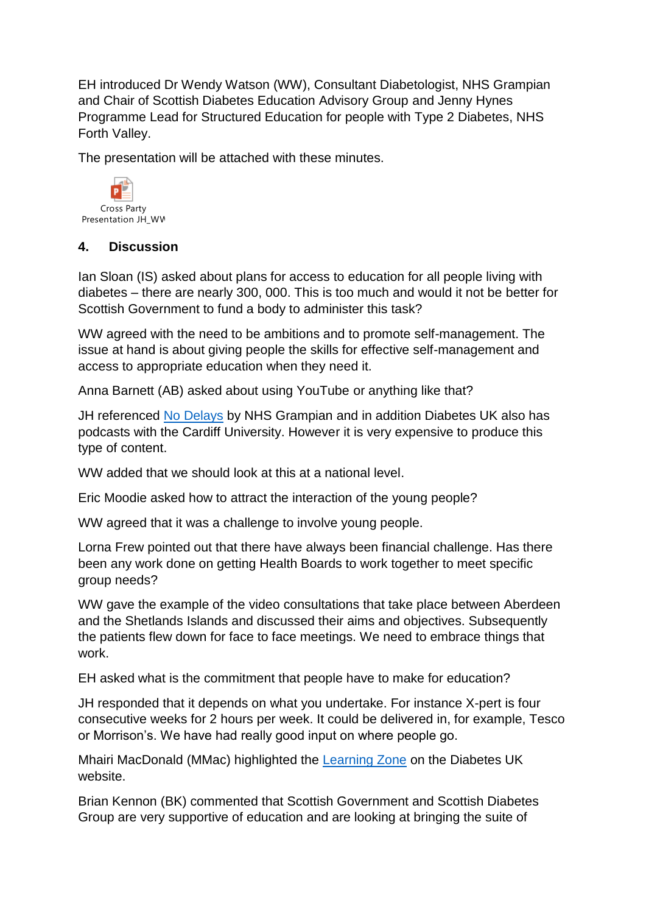EH introduced Dr Wendy Watson (WW), Consultant Diabetologist, NHS Grampian and Chair of Scottish Diabetes Education Advisory Group and Jenny Hynes Programme Lead for Structured Education for people with Type 2 Diabetes, NHS Forth Valley.

The presentation will be attached with these minutes.

Cross Party Presentation JH_WW

## 4. Discussion

Ian Sloan (IS) asked about plans for access to education for all people living with diabetes – there are nearly 300, 000. This is too much and would it not be better for Scottish Government to fund a body to administer this task?

WW agreed with the need to be ambitions and to promote self-management. The issue at hand is about giving people the skills for effective self-management and access to appropriate education when they need it.

Anna Barnett (AB) asked about using YouTube or anything like that?

JH referenced No Delays by NHS Grampian and in addition Diabetes UK also has podcasts with the Cardiff University. However it is very expensive to produce this type of content.

WW added that we should look at this at a national level.

Eric Moodie asked how to attract the interaction of the young people?

WW agreed that it was a challenge to involve young people.

Lorna Frew pointed out that there have always been financial challenge. Has there been any work done on getting Health Boards to work together to meet specific group needs?

WW gave the example of the video consultations that take place between Aberdeen and the Shetlands Islands and discussed their aims and objectives. Subsequently the patients flew down for face to face meetings. We need to embrace things that work.

EH asked what is the commitment that people have to make for education?

JH responded that it depends on what you undertake. For instance X-pert is four consecutive weeks for 2 hours per week. It could be delivered in, for example, Tesco or Morrison's. We have had really good input on where people go.

Mhairi MacDonald (MMac) highlighted the Learning Zone on the Diabetes UK website.

Brian Kennon (BK) commented that Scottish Government and Scottish Diabetes Group are very supportive of education and are looking at bringing the suite of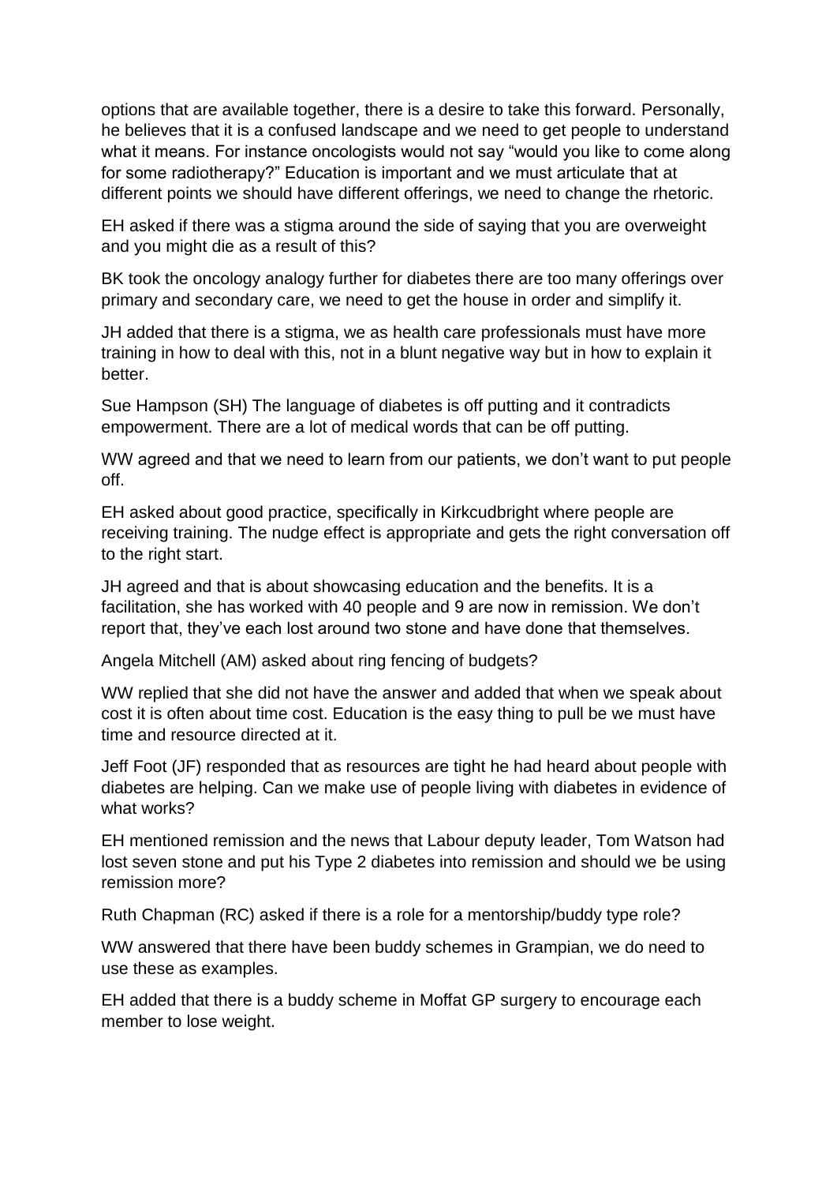options that are available together, there is a desire to take this forward. Personally, he believes that it is a confused landscape and we need to get people to understand what it means. For instance oncologists would not say "would you like to come along for some radiotherapy?" Education is important and we must articulate that at different points we should have different offerings, we need to change the rhetoric.

EH asked if there was a stigma around the side of saying that you are overweight and you might die as a result of this?

BK took the oncology analogy further for diabetes there are too many offerings over primary and secondary care, we need to get the house in order and simplify it.

JH added that there is a stigma, we as health care professionals must have more training in how to deal with this, not in a blunt negative way but in how to explain it better.

Sue Hampson (SH) The language of diabetes is off putting and it contradicts empowerment. There are a lot of medical words that can be off putting.

WW agreed and that we need to learn from our patients, we don't want to put people off.

EH asked about good practice, specifically in Kirkcudbright where people are receiving training. The nudge effect is appropriate and gets the right conversation off to the right start.

JH agreed and that is about showcasing education and the benefits. It is a facilitation, she has worked with 40 people and 9 are now in remission. We don't report that, they've each lost around two stone and have done that themselves.

Angela Mitchell (AM) asked about ring fencing of budgets?

WW replied that she did not have the answer and added that when we speak about cost it is often about time cost. Education is the easy thing to pull be we must have time and resource directed at it.

Jeff Foot (JF) responded that as resources are tight he had heard about people with diabetes are helping. Can we make use of people living with diabetes in evidence of what works?

EH mentioned remission and the news that Labour deputy leader, Tom Watson had lost seven stone and put his Type 2 diabetes into remission and should we be using remission more?

Ruth Chapman (RC) asked if there is a role for a mentorship/buddy type role?

WW answered that there have been buddy schemes in Grampian, we do need to use these as examples.

EH added that there is a buddy scheme in Moffat GP surgery to encourage each member to lose weight.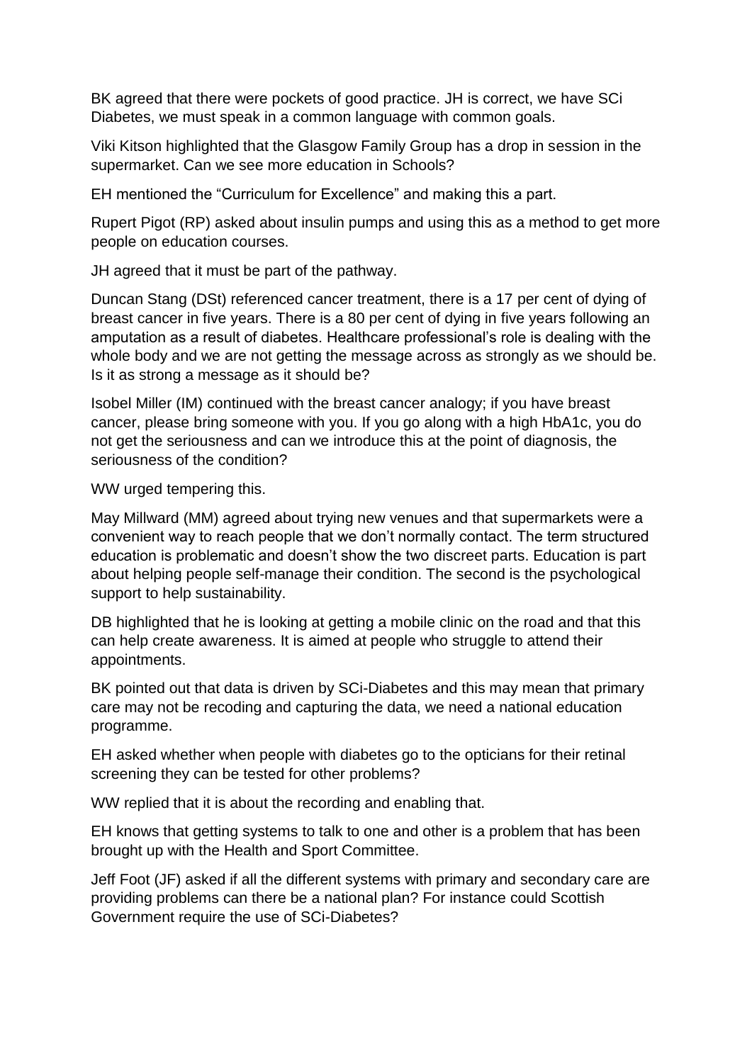BK agreed that there were pockets of good practice. JH is correct, we have SCi Diabetes, we must speak in a common language with common goals.

Viki Kitson highlighted that the Glasgow Family Group has a drop in session in the supermarket. Can we see more education in Schools?

EH mentioned the "Curriculum for Excellence" and making this a part.

Rupert Pigot (RP) asked about insulin pumps and using this as a method to get more people on education courses.

JH agreed that it must be part of the pathway.

Duncan Stang (DSt) referenced cancer treatment, there is a 17 per cent of dying of breast cancer in five years. There is a 80 per cent of dying in five years following an amputation as a result of diabetes. Healthcare professional's role is dealing with the whole body and we are not getting the message across as strongly as we should be. Is it as strong a message as it should be?

Isobel Miller (IM) continued with the breast cancer analogy; if you have breast cancer, please bring someone with you. If you go along with a high HbA1c, you do not get the seriousness and can we introduce this at the point of diagnosis, the seriousness of the condition?

WW urged tempering this.

May Millward (MM) agreed about trying new venues and that supermarkets were a convenient way to reach people that we don't normally contact. The term structured education is problematic and doesn't show the two discreet parts. Education is part about helping people self-manage their condition. The second is the psychological support to help sustainability.

DB highlighted that he is looking at getting a mobile clinic on the road and that this can help create awareness. It is aimed at people who struggle to attend their appointments.

BK pointed out that data is driven by SCi-Diabetes and this may mean that primary care may not be recoding and capturing the data, we need a national education programme.

EH asked whether when people with diabetes go to the opticians for their retinal screening they can be tested for other problems?

WW replied that it is about the recording and enabling that.

EH knows that getting systems to talk to one and other is a problem that has been brought up with the Health and Sport Committee.

Jeff Foot (JF) asked if all the different systems with primary and secondary care are providing problems can there be a national plan? For instance could Scottish Government require the use of SCi-Diabetes?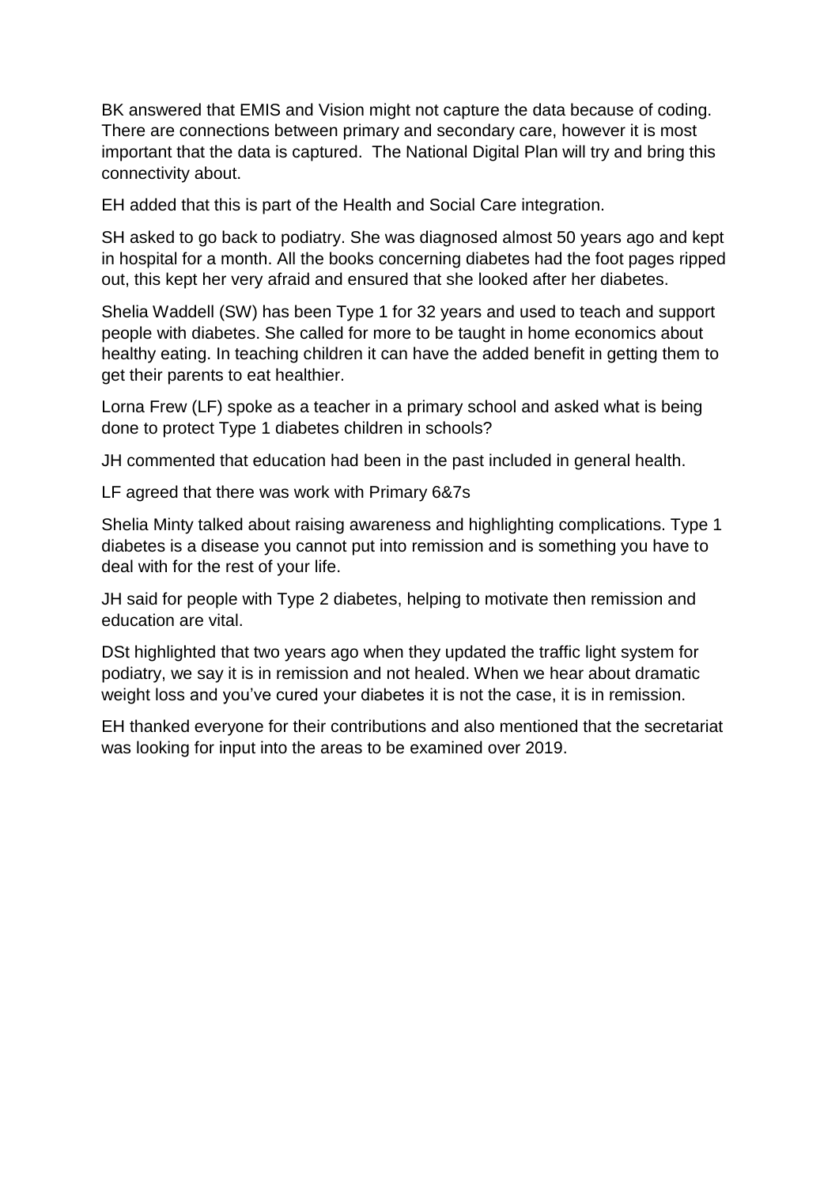BK answered that EMIS and Vision might not capture the data because of coding. There are connections between primary and secondary care, however it is most important that the data is captured. The National Digital Plan will try and bring this connectivity about.

EH added that this is part of the Health and Social Care integration.

SH asked to go back to podiatry. She was diagnosed almost 50 years ago and kept in hospital for a month. All the books concerning diabetes had the foot pages ripped out, this kept her very afraid and ensured that she looked after her diabetes.

Shelia Waddell (SW) has been Type 1 for 32 years and used to teach and support people with diabetes. She called for more to be taught in home economics about healthy eating. In teaching children it can have the added benefit in getting them to get their parents to eat healthier.

Lorna Frew (LF) spoke as a teacher in a primary school and asked what is being done to protect Type 1 diabetes children in schools?

JH commented that education had been in the past included in general health.

LF agreed that there was work with Primary 6&7s

Shelia Minty talked about raising awareness and highlighting complications. Type 1 diabetes is a disease you cannot put into remission and is something you have to deal with for the rest of your life.

JH said for people with Type 2 diabetes, helping to motivate then remission and education are vital.

DSt highlighted that two years ago when they updated the traffic light system for podiatry, we say it is in remission and not healed. When we hear about dramatic weight loss and you've cured your diabetes it is not the case, it is in remission.

EH thanked everyone for their contributions and also mentioned that the secretariat was looking for input into the areas to be examined over 2019.